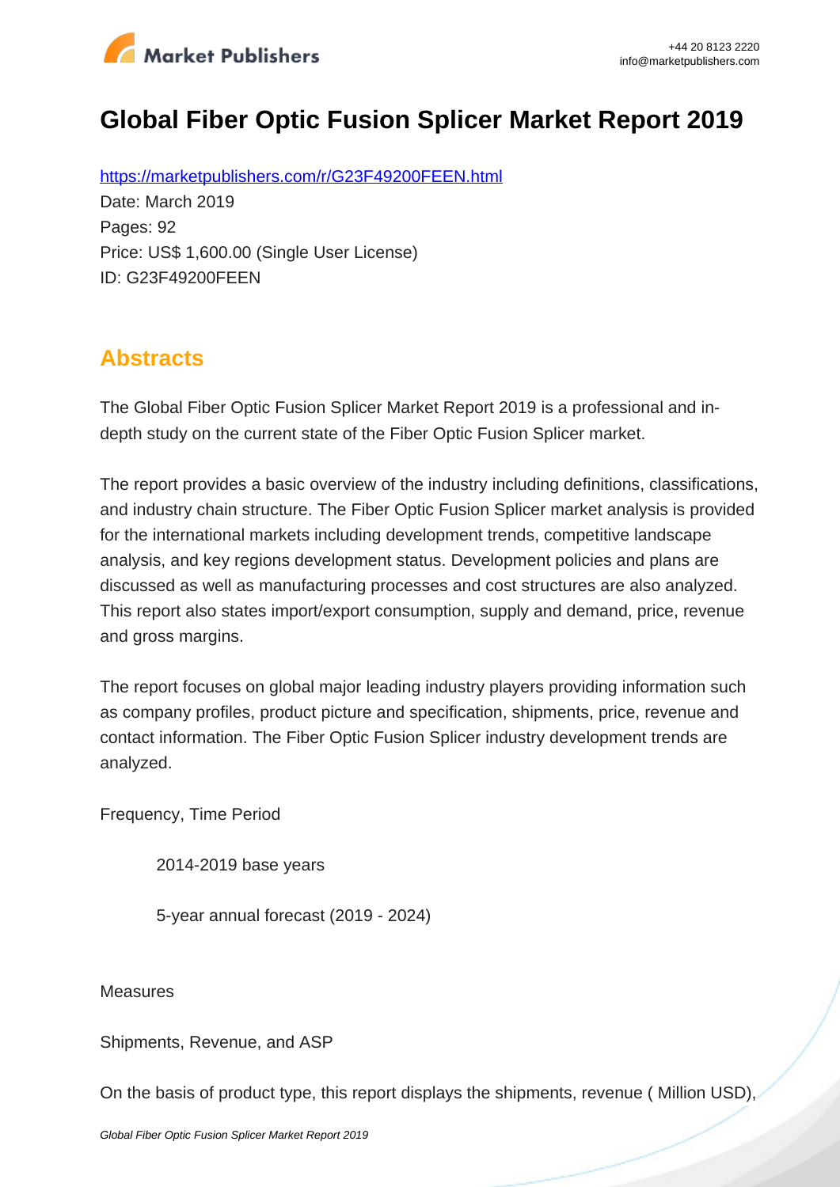# Global Fiber Optic Fusion Splicer Market Report 2019

https://marketpublishers.com/r/G23F49200FEEN.html

Date: March 2019

Pages: 92

Price: US$ 1,600.00 (Single User License)

ID: G23F49200FEEN

## Abstracts

The Global Fiber Optic Fusion Splicer Market Report 2019 is a professional and in-depth study on the current state of the Fiber Optic Fusion Splicer market.

The report provides a basic overview of the industry including definitions, classifications, and industry chain structure. The Fiber Optic Fusion Splicer market analysis is provided for the international markets including development trends, competitive landscape analysis, and key regions development status. Development policies and plans are discussed as well as manufacturing processes and cost structures are also analyzed. This report also states import/export consumption, supply and demand, price, revenue and gross margins.

The report focuses on global major leading industry players providing information such as company profiles, product picture and specification, shipments, price, revenue and contact information. The Fiber Optic Fusion Splicer industry development trends are analyzed.

Frequency, Time Period

2014-2019 base years

5-year annual forecast (2019 - 2024)

Measures

Shipments, Revenue, and ASP

On the basis of product type, this report displays the shipments, revenue ( Million USD),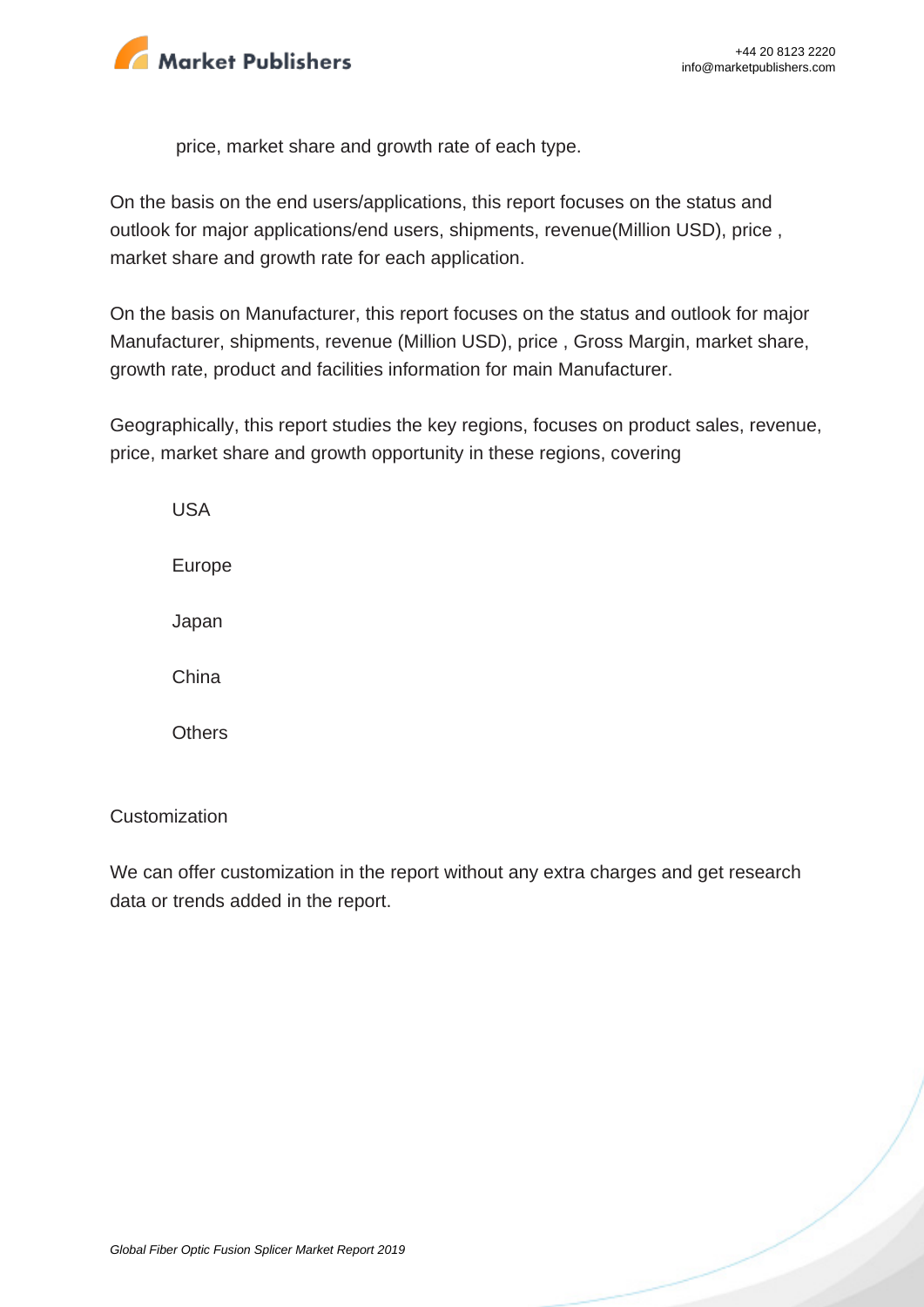price, market share and growth rate of each type.

On the basis on the end users/applications, this report focuses on the status and outlook for major applications/end users, shipments, revenue(Million USD), price , market share and growth rate for each application.

On the basis on Manufacturer, this report focuses on the status and outlook for major Manufacturer, shipments, revenue (Million USD), price , Gross Margin, market share, growth rate, product and facilities information for main Manufacturer.

Geographically, this report studies the key regions, focuses on product sales, revenue, price, market share and growth opportunity in these regions, covering

USA

Europe

Japan

China

Others

Customization

We can offer customization in the report without any extra charges and get research data or trends added in the report.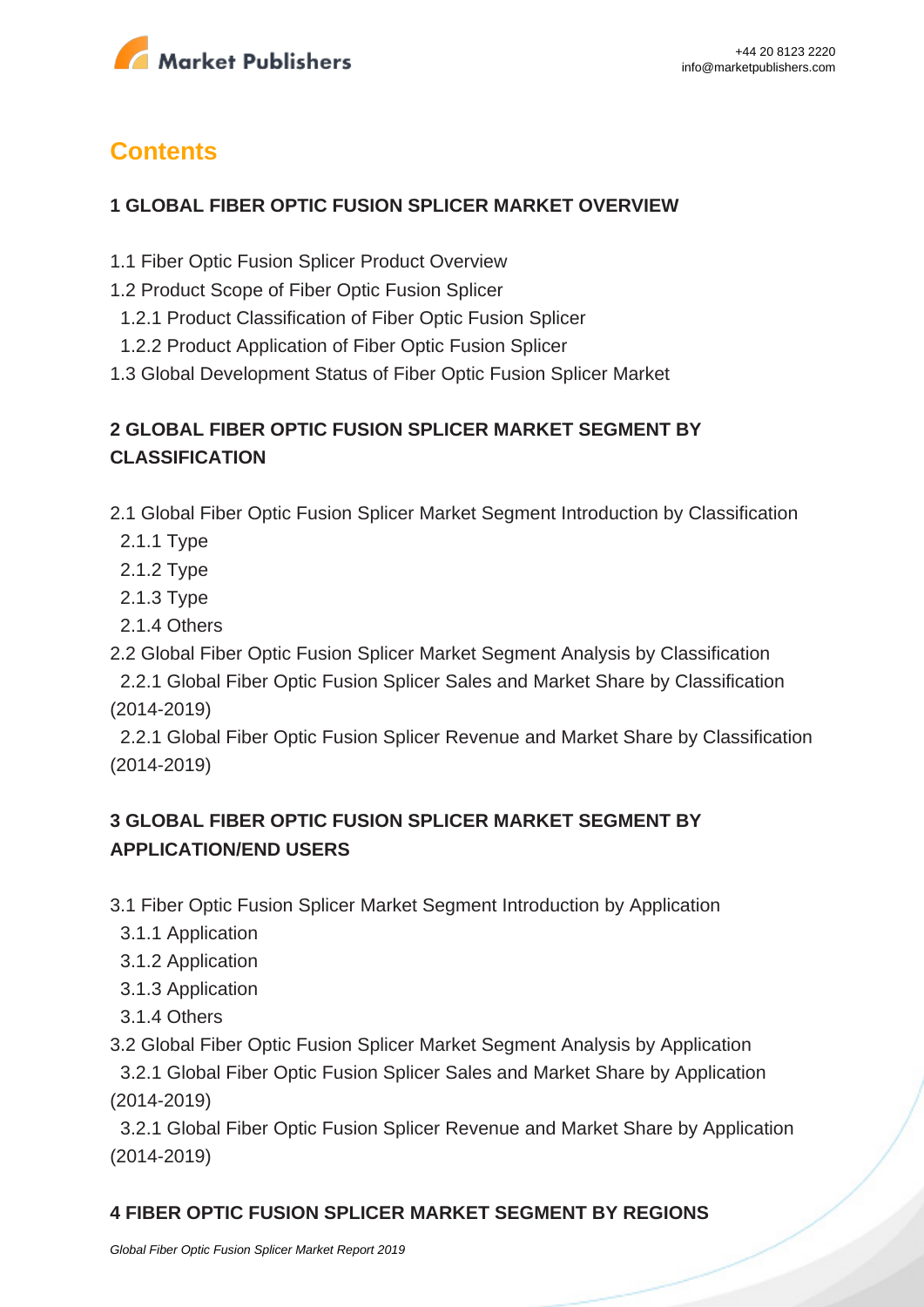## Contents

### 1 GLOBAL FIBER OPTIC FUSION SPLICER MARKET OVERVIEW

1.1 Fiber Optic Fusion Splicer Product Overview
1.2 Product Scope of Fiber Optic Fusion Splicer
  1.2.1 Product Classification of Fiber Optic Fusion Splicer
  1.2.2 Product Application of Fiber Optic Fusion Splicer
1.3 Global Development Status of Fiber Optic Fusion Splicer Market

### 2 GLOBAL FIBER OPTIC FUSION SPLICER MARKET SEGMENT BY CLASSIFICATION

2.1 Global Fiber Optic Fusion Splicer Market Segment Introduction by Classification
  2.1.1 Type
  2.1.2 Type
  2.1.3 Type
  2.1.4 Others
2.2 Global Fiber Optic Fusion Splicer Market Segment Analysis by Classification
  2.2.1 Global Fiber Optic Fusion Splicer Sales and Market Share by Classification (2014-2019)
  2.2.1 Global Fiber Optic Fusion Splicer Revenue and Market Share by Classification (2014-2019)

### 3 GLOBAL FIBER OPTIC FUSION SPLICER MARKET SEGMENT BY APPLICATION/END USERS

3.1 Fiber Optic Fusion Splicer Market Segment Introduction by Application
  3.1.1 Application
  3.1.2 Application
  3.1.3 Application
  3.1.4 Others
3.2 Global Fiber Optic Fusion Splicer Market Segment Analysis by Application
  3.2.1 Global Fiber Optic Fusion Splicer Sales and Market Share by Application (2014-2019)
  3.2.1 Global Fiber Optic Fusion Splicer Revenue and Market Share by Application (2014-2019)

### 4 FIBER OPTIC FUSION SPLICER MARKET SEGMENT BY REGIONS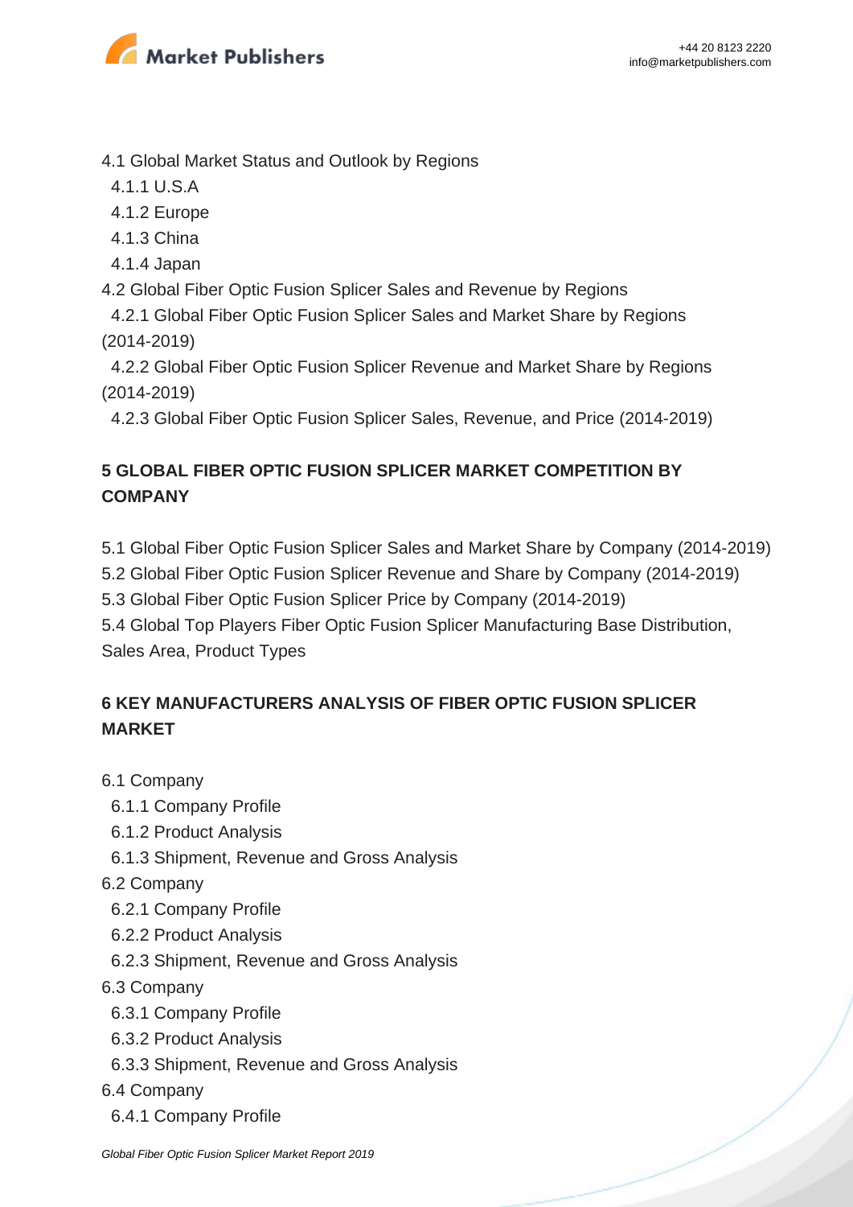4.1 Global Market Status and Outlook by Regions

  4.1.1 U.S.A

  4.1.2 Europe

  4.1.3 China

  4.1.4 Japan

4.2 Global Fiber Optic Fusion Splicer Sales and Revenue by Regions

  4.2.1 Global Fiber Optic Fusion Splicer Sales and Market Share by Regions (2014-2019)

  4.2.2 Global Fiber Optic Fusion Splicer Revenue and Market Share by Regions (2014-2019)

  4.2.3 Global Fiber Optic Fusion Splicer Sales, Revenue, and Price (2014-2019)

## 5 GLOBAL FIBER OPTIC FUSION SPLICER MARKET COMPETITION BY COMPANY

5.1 Global Fiber Optic Fusion Splicer Sales and Market Share by Company (2014-2019)

5.2 Global Fiber Optic Fusion Splicer Revenue and Share by Company (2014-2019)

5.3 Global Fiber Optic Fusion Splicer Price by Company (2014-2019)

5.4 Global Top Players Fiber Optic Fusion Splicer Manufacturing Base Distribution, Sales Area, Product Types

## 6 KEY MANUFACTURERS ANALYSIS OF FIBER OPTIC FUSION SPLICER MARKET

6.1 Company

  6.1.1 Company Profile

  6.1.2 Product Analysis

  6.1.3 Shipment, Revenue and Gross Analysis

6.2 Company

  6.2.1 Company Profile

  6.2.2 Product Analysis

  6.2.3 Shipment, Revenue and Gross Analysis

6.3 Company

  6.3.1 Company Profile

  6.3.2 Product Analysis

  6.3.3 Shipment, Revenue and Gross Analysis

6.4 Company

  6.4.1 Company Profile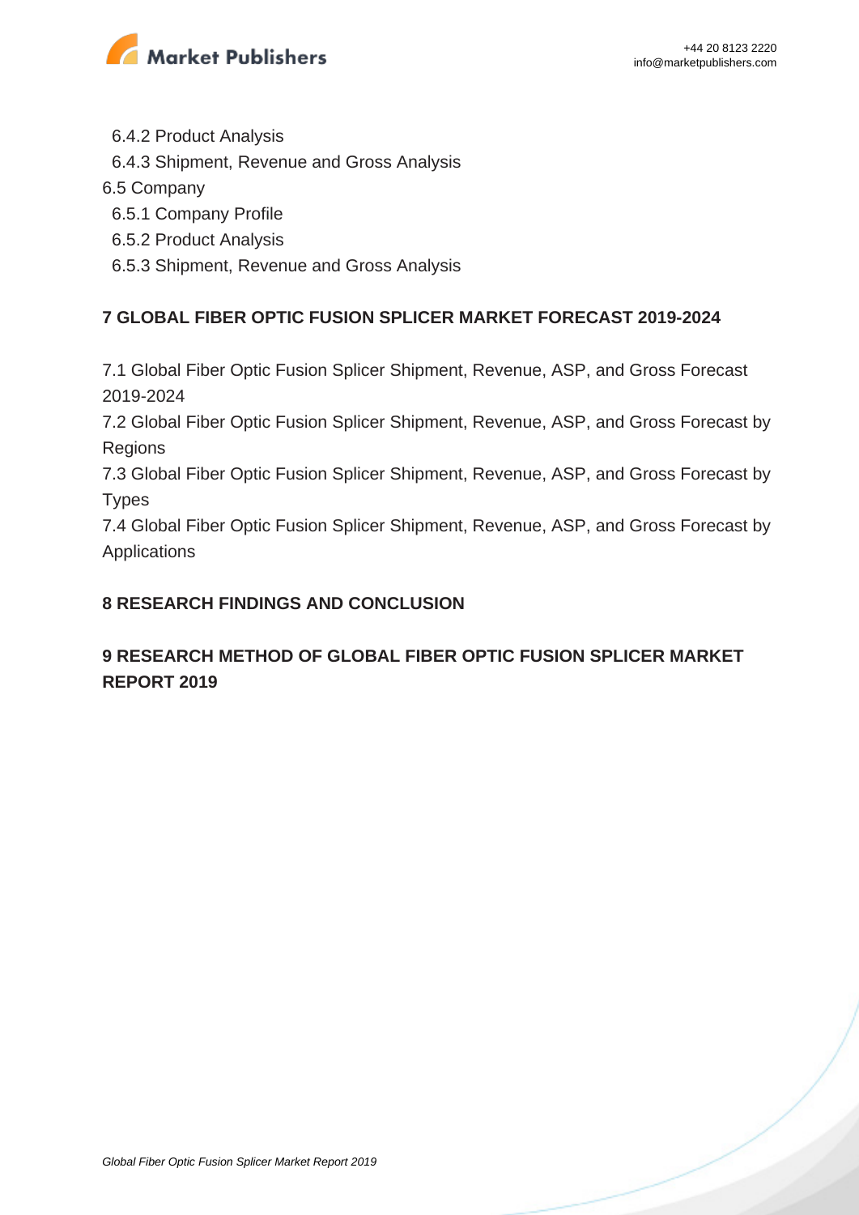6.4.2 Product Analysis

6.4.3 Shipment, Revenue and Gross Analysis

6.5 Company

6.5.1 Company Profile

6.5.2 Product Analysis

6.5.3 Shipment, Revenue and Gross Analysis

**7 GLOBAL FIBER OPTIC FUSION SPLICER MARKET FORECAST 2019-2024**

7.1 Global Fiber Optic Fusion Splicer Shipment, Revenue, ASP, and Gross Forecast 2019-2024

7.2 Global Fiber Optic Fusion Splicer Shipment, Revenue, ASP, and Gross Forecast by Regions

7.3 Global Fiber Optic Fusion Splicer Shipment, Revenue, ASP, and Gross Forecast by Types

7.4 Global Fiber Optic Fusion Splicer Shipment, Revenue, ASP, and Gross Forecast by Applications

**8 RESEARCH FINDINGS AND CONCLUSION**

**9 RESEARCH METHOD OF GLOBAL FIBER OPTIC FUSION SPLICER MARKET REPORT 2019**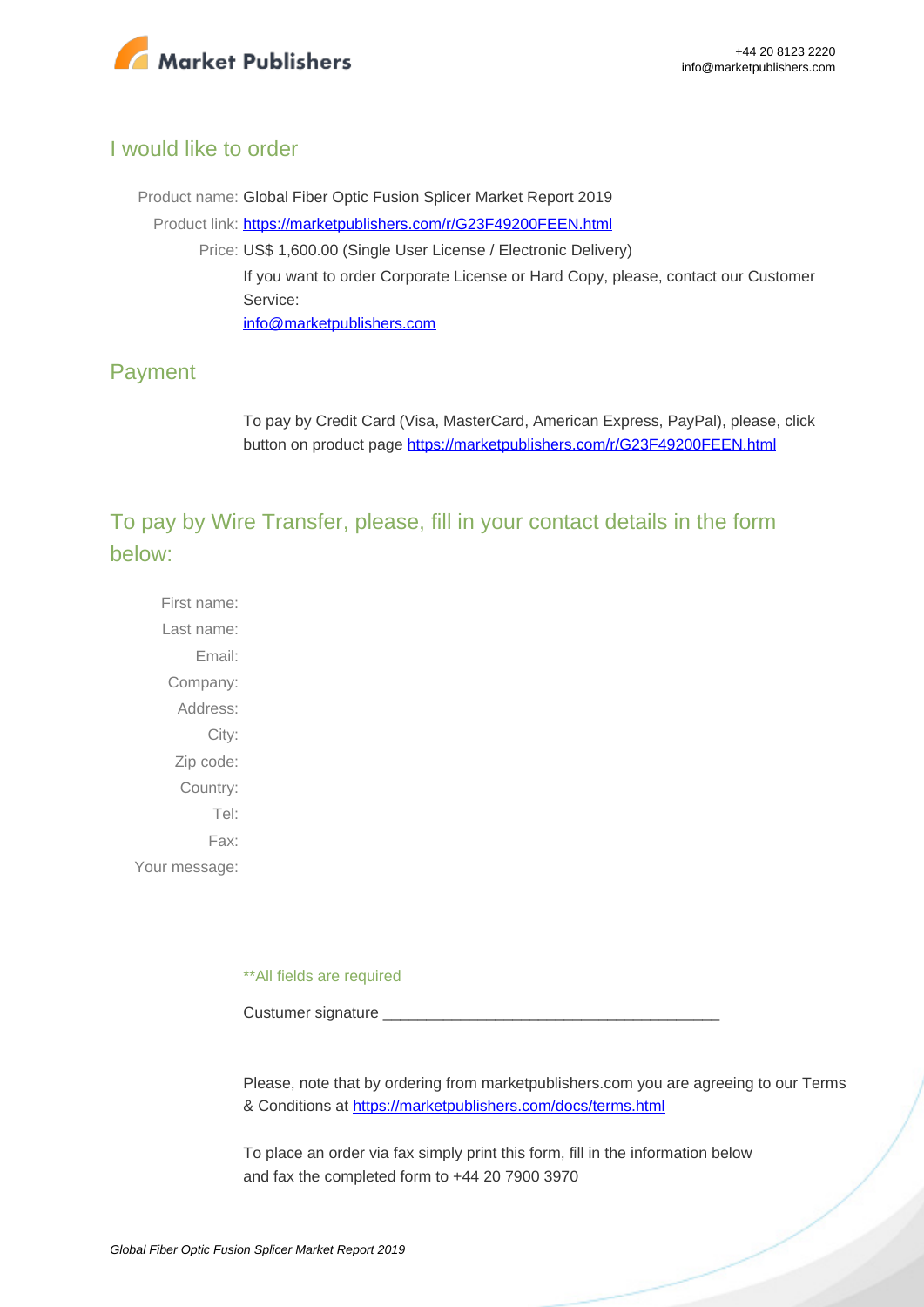## I would like to order

Product name: Global Fiber Optic Fusion Splicer Market Report 2019

Product link: https://marketpublishers.com/r/G23F49200FEEN.html

Price: US$ 1,600.00 (Single User License / Electronic Delivery)

If you want to order Corporate License or Hard Copy, please, contact our Customer Service:

info@marketpublishers.com

## Payment

To pay by Credit Card (Visa, MasterCard, American Express, PayPal), please, click button on product page https://marketpublishers.com/r/G23F49200FEEN.html

## To pay by Wire Transfer, please, fill in your contact details in the form below:

First name:

Last name:

Email:

Company:

Address:

City:

Zip code:

Country:

Tel:

Fax:

Your message:

**All fields are required

Custumer signature _______________________________________

Please, note that by ordering from marketpublishers.com you are agreeing to our Terms & Conditions at https://marketpublishers.com/docs/terms.html

To place an order via fax simply print this form, fill in the information below and fax the completed form to +44 20 7900 3970